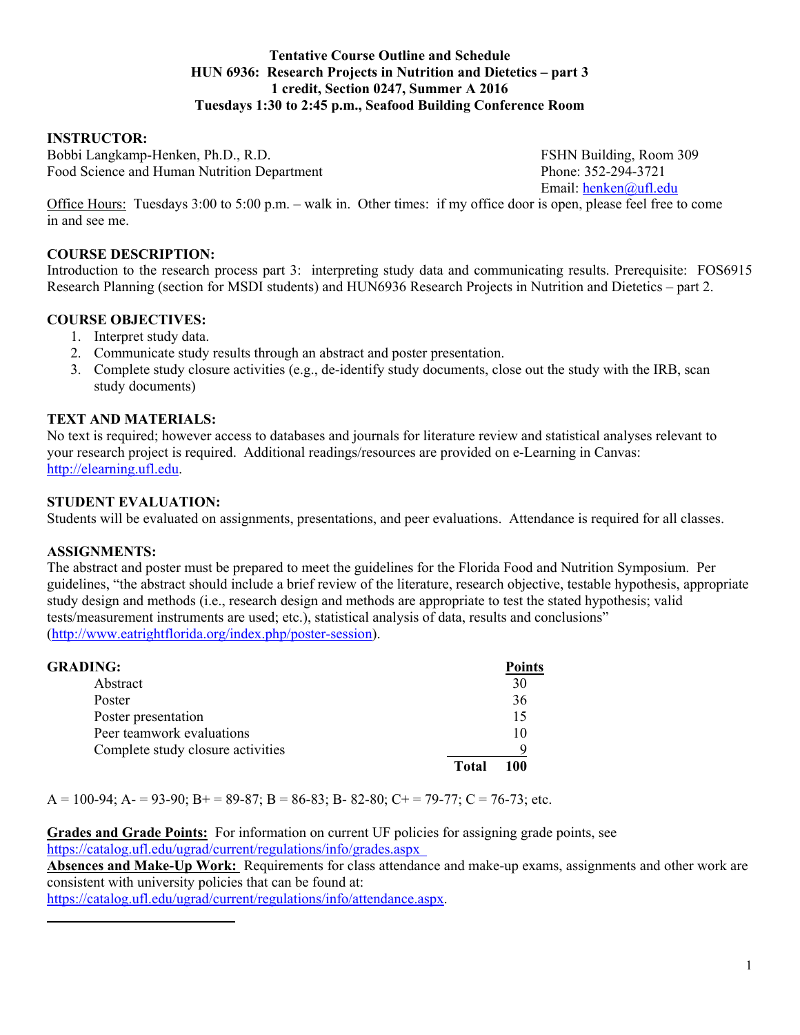**Tentative Course Outline and Schedule**
**HUN 6936: Research Projects in Nutrition and Dietetics – part 3**
**1 credit, Section 0247, Summer A 2016**
**Tuesdays 1:30 to 2:45 p.m., Seafood Building Conference Room**

## INSTRUCTOR:

Bobbi Langkamp-Henken, Ph.D., R.D.
Food Science and Human Nutrition Department

FSHN Building, Room 309
Phone: 352-294-3721
Email: henken@ufl.edu

Office Hours: Tuesdays 3:00 to 5:00 p.m. – walk in. Other times: if my office door is open, please feel free to come in and see me.

## COURSE DESCRIPTION:

Introduction to the research process part 3: interpreting study data and communicating results. Prerequisite: FOS6915 Research Planning (section for MSDI students) and HUN6936 Research Projects in Nutrition and Dietetics – part 2.

## COURSE OBJECTIVES:

1. Interpret study data.
2. Communicate study results through an abstract and poster presentation.
3. Complete study closure activities (e.g., de-identify study documents, close out the study with the IRB, scan study documents)

## TEXT AND MATERIALS:

No text is required; however access to databases and journals for literature review and statistical analyses relevant to your research project is required. Additional readings/resources are provided on e-Learning in Canvas: http://elearning.ufl.edu.

## STUDENT EVALUATION:

Students will be evaluated on assignments, presentations, and peer evaluations. Attendance is required for all classes.

## ASSIGNMENTS:

The abstract and poster must be prepared to meet the guidelines for the Florida Food and Nutrition Symposium. Per guidelines, "the abstract should include a brief review of the literature, research objective, testable hypothesis, appropriate study design and methods (i.e., research design and methods are appropriate to test the stated hypothesis; valid tests/measurement instruments are used; etc.), statistical analysis of data, results and conclusions" (http://www.eatrightflorida.org/index.php/poster-session).

## GRADING:

| | Points |
|---|---|
| Abstract | 30 |
| Poster | 36 |
| Poster presentation | 15 |
| Peer teamwork evaluations | 10 |
| Complete study closure activities | 9 |
| **Total** | **100** |

A = 100-94; A- = 93-90; B+ = 89-87; B = 86-83; B- 82-80; C+ = 79-77; C = 76-73; etc.

**Grades and Grade Points:** For information on current UF policies for assigning grade points, see https://catalog.ufl.edu/ugrad/current/regulations/info/grades.aspx

**Absences and Make-Up Work:** Requirements for class attendance and make-up exams, assignments and other work are consistent with university policies that can be found at: https://catalog.ufl.edu/ugrad/current/regulations/info/attendance.aspx.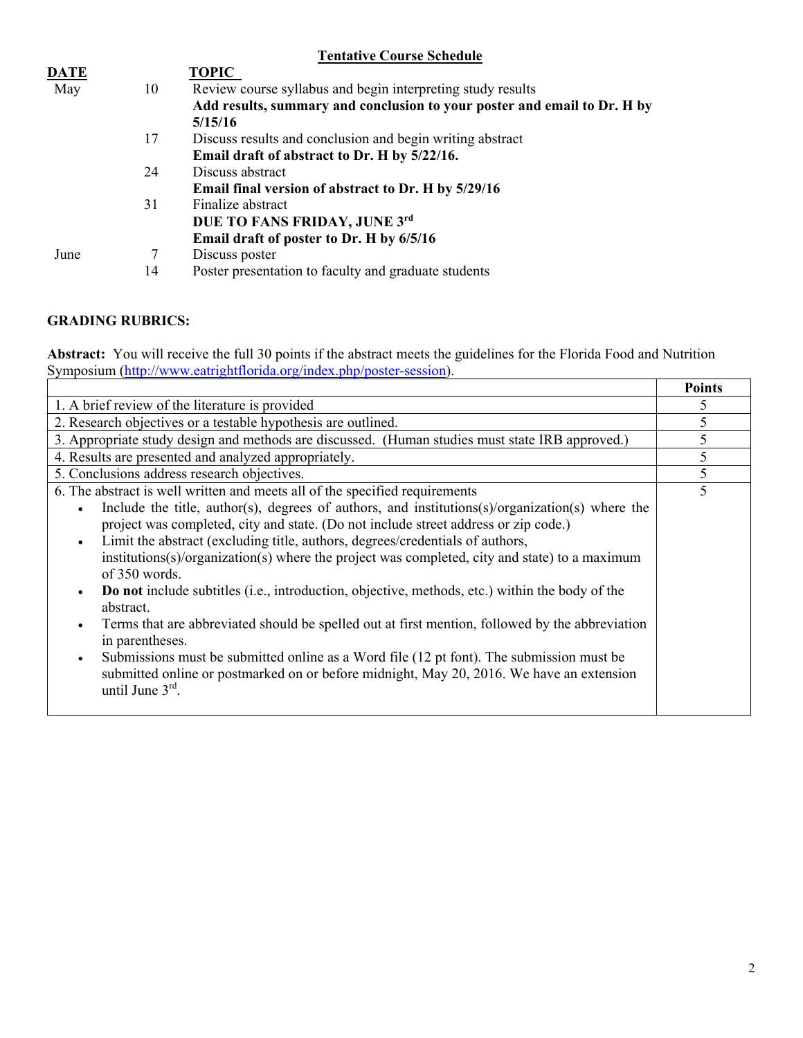## Tentative Course Schedule

| DATE | | TOPIC |
|---|---|---|
| May | 10 | Review course syllabus and begin interpreting study results<br>**Add results, summary and conclusion to your poster and email to Dr. H by 5/15/16** |
| | 17 | Discuss results and conclusion and begin writing abstract<br>**Email draft of abstract to Dr. H by 5/22/16.** |
| | 24 | Discuss abstract<br>**Email final version of abstract to Dr. H by 5/29/16** |
| | 31 | Finalize abstract<br>**DUE TO FANS FRIDAY, JUNE 3rd**<br>**Email draft of poster to Dr. H by 6/5/16** |
| June | 7 | Discuss poster |
| | 14 | Poster presentation to faculty and graduate students |

**GRADING RUBRICS:**

**Abstract:** You will receive the full 30 points if the abstract meets the guidelines for the Florida Food and Nutrition Symposium (http://www.eatrightflorida.org/index.php/poster-session).

| | Points |
|---|---|
| 1. A brief review of the literature is provided | 5 |
| 2. Research objectives or a testable hypothesis are outlined. | 5 |
| 3. Appropriate study design and methods are discussed. (Human studies must state IRB approved.) | 5 |
| 4. Results are presented and analyzed appropriately. | 5 |
| 5. Conclusions address research objectives. | 5 |
| 6. The abstract is well written and meets all of the specified requirements<br>• Include the title, author(s), degrees of authors, and institutions(s)/organization(s) where the project was completed, city and state. (Do not include street address or zip code.)<br>• Limit the abstract (excluding title, authors, degrees/credentials of authors, institutions(s)/organization(s) where the project was completed, city and state) to a maximum of 350 words.<br>• **Do not** include subtitles (i.e., introduction, objective, methods, etc.) within the body of the abstract.<br>• Terms that are abbreviated should be spelled out at first mention, followed by the abbreviation in parentheses.<br>• Submissions must be submitted online as a Word file (12 pt font). The submission must be submitted online or postmarked on or before midnight, May 20, 2016. We have an extension until June 3rd. | 5 |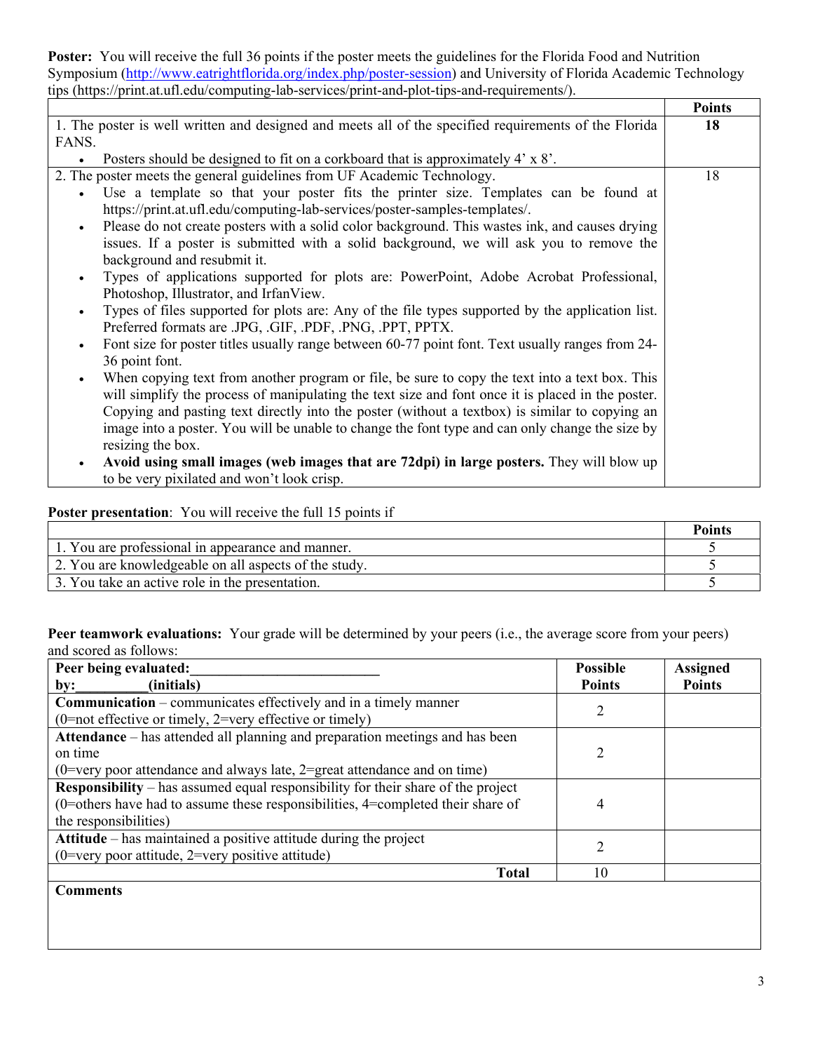**Poster:** You will receive the full 36 points if the poster meets the guidelines for the Florida Food and Nutrition Symposium (http://www.eatrightflorida.org/index.php/poster-session) and University of Florida Academic Technology tips (https://print.at.ufl.edu/computing-lab-services/print-and-plot-tips-and-requirements/).

| | **Points** |
|---|---|
| 1. The poster is well written and designed and meets all of the specified requirements of the Florida FANS.<br>• Posters should be designed to fit on a corkboard that is approximately 4' x 8'. | **18** |
| 2. The poster meets the general guidelines from UF Academic Technology.<br>• Use a template so that your poster fits the printer size. Templates can be found at https://print.at.ufl.edu/computing-lab-services/poster-samples-templates/.<br>• Please do not create posters with a solid color background. This wastes ink, and causes drying issues. If a poster is submitted with a solid background, we will ask you to remove the background and resubmit it.<br>• Types of applications supported for plots are: PowerPoint, Adobe Acrobat Professional, Photoshop, Illustrator, and IrfanView.<br>• Types of files supported for plots are: Any of the file types supported by the application list. Preferred formats are .JPG, .GIF, .PDF, .PNG, .PPT, PPTX.<br>• Font size for poster titles usually range between 60-77 point font. Text usually ranges from 24-36 point font.<br>• When copying text from another program or file, be sure to copy the text into a text box. This will simplify the process of manipulating the text size and font once it is placed in the poster. Copying and pasting text directly into the poster (without a textbox) is similar to copying an image into a poster. You will be unable to change the font type and can only change the size by resizing the box.<br>• **Avoid using small images (web images that are 72dpi) in large posters.** They will blow up to be very pixilated and won't look crisp. | 18 |

**Poster presentation**: You will receive the full 15 points if

| | **Points** |
|---|---|
| 1. You are professional in appearance and manner. | 5 |
| 2. You are knowledgeable on all aspects of the study. | 5 |
| 3. You take an active role in the presentation. | 5 |

**Peer teamwork evaluations:** Your grade will be determined by your peers (i.e., the average score from your peers) and scored as follows:

| **Peer being evaluated:__________________________**<br>**by:__________(initials)** | **Possible Points** | **Assigned Points** |
|---|---|---|
| **Communication** – communicates effectively and in a timely manner<br>(0=not effective or timely, 2=very effective or timely) | 2 | |
| **Attendance** – has attended all planning and preparation meetings and has been on time<br>(0=very poor attendance and always late, 2=great attendance and on time) | 2 | |
| **Responsibility** – has assumed equal responsibility for their share of the project<br>(0=others have had to assume these responsibilities, 4=completed their share of the responsibilities) | 4 | |
| **Attitude** – has maintained a positive attitude during the project<br>(0=very poor attitude, 2=very positive attitude) | 2 | |
| **Total** | 10 | |
| **Comments** | | |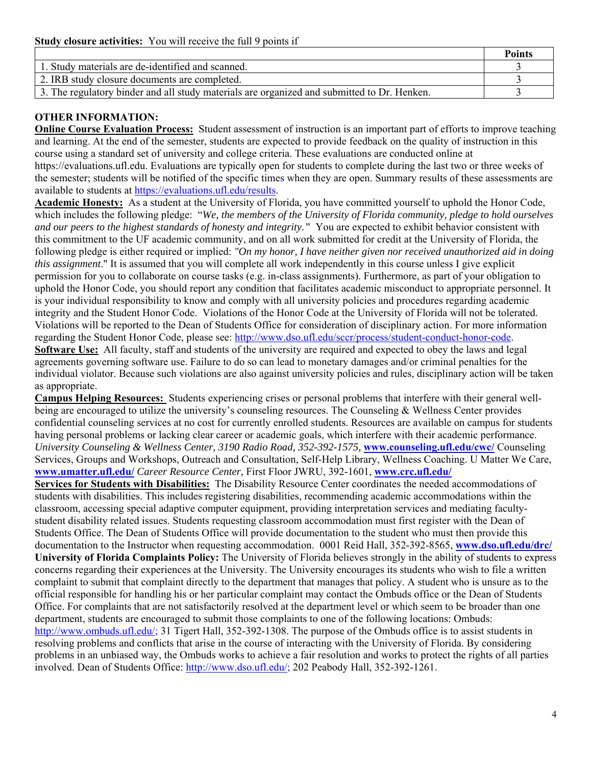**Study closure activities:** You will receive the full 9 points if

| | Points |
|---|---|
| 1. Study materials are de-identified and scanned. | 3 |
| 2. IRB study closure documents are completed. | 3 |
| 3. The regulatory binder and all study materials are organized and submitted to Dr. Henken. | 3 |

**OTHER INFORMATION:**

**Online Course Evaluation Process:** Student assessment of instruction is an important part of efforts to improve teaching and learning. At the end of the semester, students are expected to provide feedback on the quality of instruction in this course using a standard set of university and college criteria. These evaluations are conducted online at https://evaluations.ufl.edu. Evaluations are typically open for students to complete during the last two or three weeks of the semester; students will be notified of the specific times when they are open. Summary results of these assessments are available to students at https://evaluations.ufl.edu/results.

**Academic Honesty:** As a student at the University of Florida, you have committed yourself to uphold the Honor Code, which includes the following pledge: "*We, the members of the University of Florida community, pledge to hold ourselves and our peers to the highest standards of honesty and integrity."* You are expected to exhibit behavior consistent with this commitment to the UF academic community, and on all work submitted for credit at the University of Florida, the following pledge is either required or implied: *"On my honor, I have neither given nor received unauthorized aid in doing this assignment*." It is assumed that you will complete all work independently in this course unless I give explicit permission for you to collaborate on course tasks (e.g. in-class assignments). Furthermore, as part of your obligation to uphold the Honor Code, you should report any condition that facilitates academic misconduct to appropriate personnel. It is your individual responsibility to know and comply with all university policies and procedures regarding academic integrity and the Student Honor Code. Violations of the Honor Code at the University of Florida will not be tolerated. Violations will be reported to the Dean of Students Office for consideration of disciplinary action. For more information regarding the Student Honor Code, please see: http://www.dso.ufl.edu/sccr/process/student-conduct-honor-code.

**Software Use:** All faculty, staff and students of the university are required and expected to obey the laws and legal agreements governing software use. Failure to do so can lead to monetary damages and/or criminal penalties for the individual violator. Because such violations are also against university policies and rules, disciplinary action will be taken as appropriate.

**Campus Helping Resources:** Students experiencing crises or personal problems that interfere with their general well-being are encouraged to utilize the university's counseling resources. The Counseling & Wellness Center provides confidential counseling services at no cost for currently enrolled students. Resources are available on campus for students having personal problems or lacking clear career or academic goals, which interfere with their academic performance. *University Counseling & Wellness Center, 3190 Radio Road, 352-392-1575,* **www.counseling.ufl.edu/cwc/** Counseling Services, Groups and Workshops, Outreach and Consultation, Self-Help Library, Wellness Coaching. U Matter We Care, **www.umatter.ufl.edu/** *Career Resource Center,* First Floor JWRU, 392-1601, **www.crc.ufl.edu/**

**Services for Students with Disabilities:** The Disability Resource Center coordinates the needed accommodations of students with disabilities. This includes registering disabilities, recommending academic accommodations within the classroom, accessing special adaptive computer equipment, providing interpretation services and mediating faculty-student disability related issues. Students requesting classroom accommodation must first register with the Dean of Students Office. The Dean of Students Office will provide documentation to the student who must then provide this documentation to the Instructor when requesting accommodation. 0001 Reid Hall, 352-392-8565, **www.dso.ufl.edu/drc/**

**University of Florida Complaints Policy:** The University of Florida believes strongly in the ability of students to express concerns regarding their experiences at the University. The University encourages its students who wish to file a written complaint to submit that complaint directly to the department that manages that policy. A student who is unsure as to the official responsible for handling his or her particular complaint may contact the Ombuds office or the Dean of Students Office. For complaints that are not satisfactorily resolved at the department level or which seem to be broader than one department, students are encouraged to submit those complaints to one of the following locations: Ombuds: http://www.ombuds.ufl.edu/; 31 Tigert Hall, 352-392-1308. The purpose of the Ombuds office is to assist students in resolving problems and conflicts that arise in the course of interacting with the University of Florida. By considering problems in an unbiased way, the Ombuds works to achieve a fair resolution and works to protect the rights of all parties involved. Dean of Students Office: http://www.dso.ufl.edu/; 202 Peabody Hall, 352-392-1261.